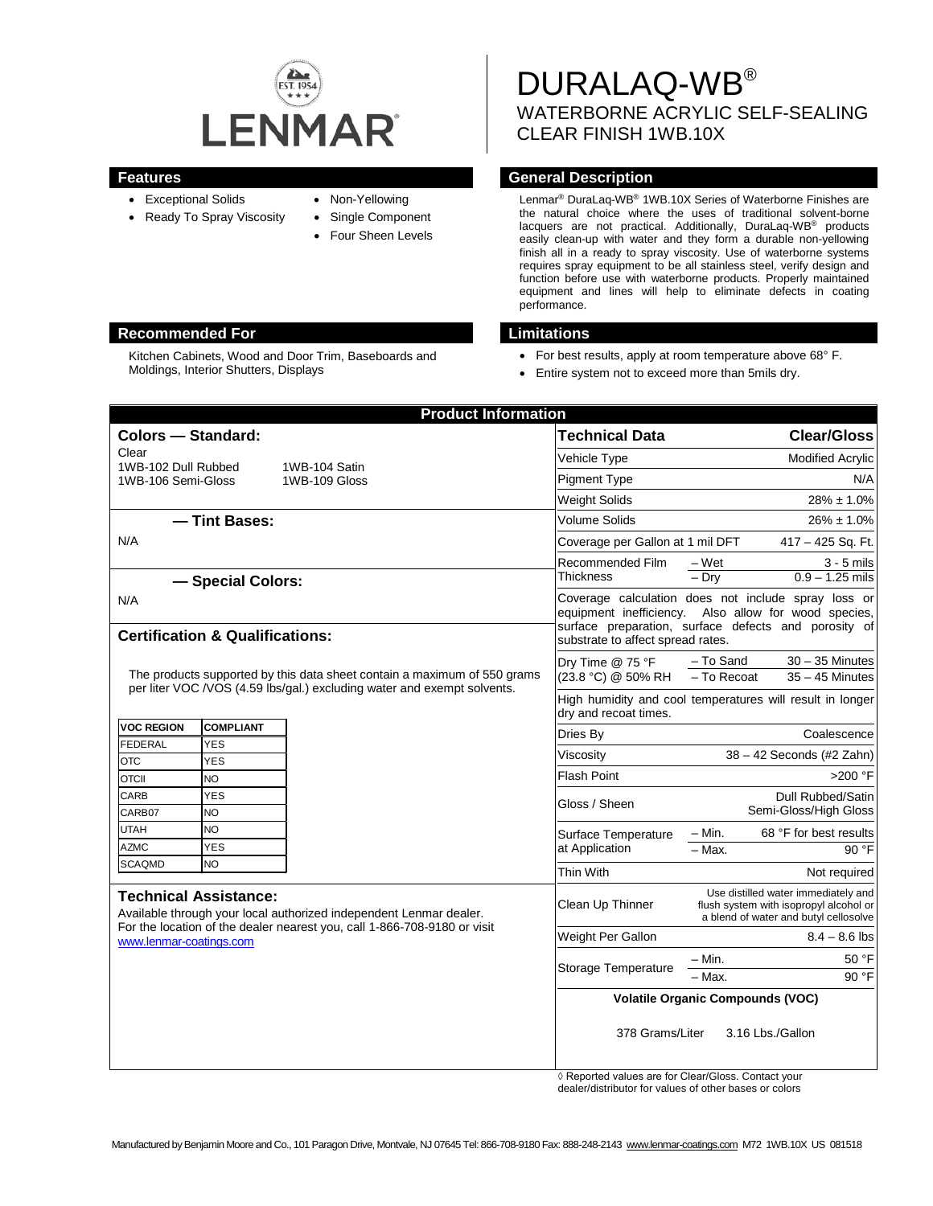LENMAR

EST. 1954

# DURALAQ-WB®

WATERBORNE ACRYLIC SELF-SEALING CLEAR FINISH 1WB.10X

## Features

- Exceptional Solids
- Ready To Spray Viscosity
- Non-Yellowing
- Single Component
- Four Sheen Levels

## General Description

Lenmar® DuraLaq-WB® 1WB.10X Series of Waterborne Finishes are the natural choice where the uses of traditional solvent-borne lacquers are not practical. Additionally, DuraLaq-WB® products easily clean-up with water and they form a durable non-yellowing finish all in a ready to spray viscosity. Use of waterborne systems requires spray equipment to be all stainless steel, verify design and function before use with waterborne products. Properly maintained equipment and lines will help to eliminate defects in coating performance.

## Recommended For

Kitchen Cabinets, Wood and Door Trim, Baseboards and Moldings, Interior Shutters, Displays

## Limitations

- For best results, apply at room temperature above 68° F.
- Entire system not to exceed more than 5mils dry.

## Product Information

### Colors — Standard:

Clear

1WB-102 Dull Rubbed  1WB-104 Satin

1WB-106 Semi-Gloss  1WB-109 Gloss

### — Tint Bases:

N/A

### — Special Colors:

N/A

### Certification & Qualifications:

The products supported by this data sheet contain a maximum of 550 grams per liter VOC /VOS (4.59 lbs/gal.) excluding water and exempt solvents.

| VOC REGION | COMPLIANT |
|---|---|
| FEDERAL | YES |
| OTC | YES |
| OTCII | NO |
| CARB | YES |
| CARB07 | NO |
| UTAH | NO |
| AZMC | YES |
| SCAQMD | NO |

### Technical Assistance:

Available through your local authorized independent Lenmar dealer. For the location of the dealer nearest you, call 1-866-708-9180 or visit www.lenmar-coatings.com

| Technical Data | | Clear/Gloss |
|---|---|---|
| Vehicle Type | | Modified Acrylic |
| Pigment Type | | N/A |
| Weight Solids | | 28% ± 1.0% |
| Volume Solids | | 26% ± 1.0% |
| Coverage per Gallon at 1 mil DFT | | 417 – 425 Sq. Ft. |
| Recommended Film Thickness | – Wet | 3 - 5 mils |
| | – Dry | 0.9 – 1.25 mils |
| Coverage calculation does not include spray loss or equipment inefficiency. Also allow for wood species, surface preparation, surface defects and porosity of substrate to affect spread rates. | | |
| Dry Time @ 75 °F (23.8 °C) @ 50% RH | – To Sand | 30 – 35 Minutes |
| | – To Recoat | 35 – 45 Minutes |
| High humidity and cool temperatures will result in longer dry and recoat times. | | |
| Dries By | | Coalescence |
| Viscosity | | 38 – 42 Seconds (#2 Zahn) |
| Flash Point | | >200 °F |
| Gloss / Sheen | | Dull Rubbed/Satin Semi-Gloss/High Gloss |
| Surface Temperature at Application | – Min. | 68 °F for best results |
| | – Max. | 90 °F |
| Thin With | | Not required |
| Clean Up Thinner | | Use distilled water immediately and flush system with isopropyl alcohol or a blend of water and butyl cellosolve |
| Weight Per Gallon | | 8.4 – 8.6 lbs |
| Storage Temperature | – Min. | 50 °F |
| | – Max. | 90 °F |

**Volatile Organic Compounds (VOC)**

378 Grams/Liter  3.16 Lbs./Gallon

◊ Reported values are for Clear/Gloss. Contact your dealer/distributor for values of other bases or colors

Manufactured by Benjamin Moore and Co., 101 Paragon Drive, Montvale, NJ 07645 Tel: 866-708-9180 Fax: 888-248-2143 www.lenmar-coatings.com M72 1WB.10X US 081518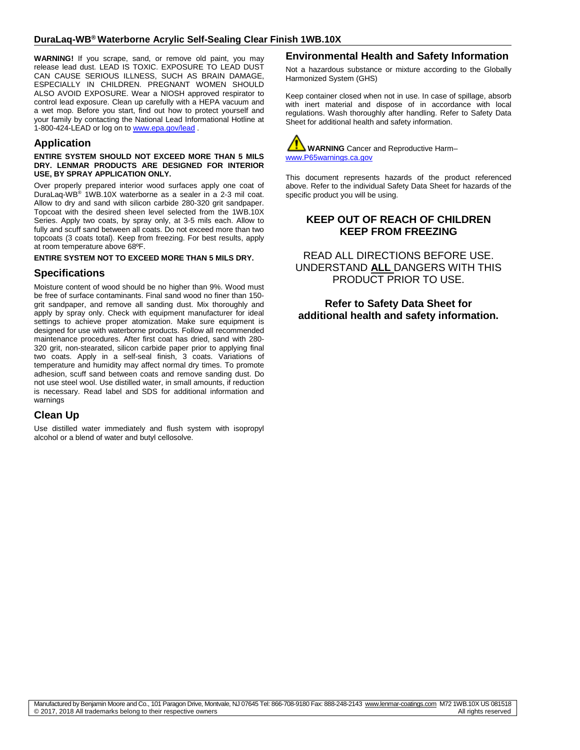## DuraLaq-WB® Waterborne Acrylic Self-Sealing Clear Finish 1WB.10X

**WARNING!** If you scrape, sand, or remove old paint, you may release lead dust. LEAD IS TOXIC. EXPOSURE TO LEAD DUST CAN CAUSE SERIOUS ILLNESS, SUCH AS BRAIN DAMAGE, ESPECIALLY IN CHILDREN. PREGNANT WOMEN SHOULD ALSO AVOID EXPOSURE. Wear a NIOSH approved respirator to control lead exposure. Clean up carefully with a HEPA vacuum and a wet mop. Before you start, find out how to protect yourself and your family by contacting the National Lead Informational Hotline at 1-800-424-LEAD or log on to www.epa.gov/lead .

## Application

**ENTIRE SYSTEM SHOULD NOT EXCEED MORE THAN 5 MILS DRY. LENMAR PRODUCTS ARE DESIGNED FOR INTERIOR USE, BY SPRAY APPLICATION ONLY.**

Over properly prepared interior wood surfaces apply one coat of DuraLaq-WB® 1WB.10X waterborne as a sealer in a 2-3 mil coat. Allow to dry and sand with silicon carbide 280-320 grit sandpaper. Topcoat with the desired sheen level selected from the 1WB.10X Series. Apply two coats, by spray only, at 3-5 mils each. Allow to fully and scuff sand between all coats. Do not exceed more than two topcoats (3 coats total). Keep from freezing. For best results, apply at room temperature above 68ºF.

**ENTIRE SYSTEM NOT TO EXCEED MORE THAN 5 MILS DRY.**

## Specifications

Moisture content of wood should be no higher than 9%. Wood must be free of surface contaminants. Final sand wood no finer than 150-grit sandpaper, and remove all sanding dust. Mix thoroughly and apply by spray only. Check with equipment manufacturer for ideal settings to achieve proper atomization. Make sure equipment is designed for use with waterborne products. Follow all recommended maintenance procedures. After first coat has dried, sand with 280-320 grit, non-stearated, silicon carbide paper prior to applying final two coats. Apply in a self-seal finish, 3 coats. Variations of temperature and humidity may affect normal dry times. To promote adhesion, scuff sand between coats and remove sanding dust. Do not use steel wool. Use distilled water, in small amounts, if reduction is necessary. Read label and SDS for additional information and warnings

## Clean Up

Use distilled water immediately and flush system with isopropyl alcohol or a blend of water and butyl cellosolve.

## Environmental Health and Safety Information

Not a hazardous substance or mixture according to the Globally Harmonized System (GHS)

Keep container closed when not in use. In case of spillage, absorb with inert material and dispose of in accordance with local regulations. Wash thoroughly after handling. Refer to Safety Data Sheet for additional health and safety information.

**WARNING** Cancer and Reproductive Harm– www.P65warnings.ca.gov

This document represents hazards of the product referenced above. Refer to the individual Safety Data Sheet for hazards of the specific product you will be using.

**KEEP OUT OF REACH OF CHILDREN**
**KEEP FROM FREEZING**

READ ALL DIRECTIONS BEFORE USE. UNDERSTAND **ALL** DANGERS WITH THIS PRODUCT PRIOR TO USE.

**Refer to Safety Data Sheet for additional health and safety information.**

Manufactured by Benjamin Moore and Co., 101 Paragon Drive, Montvale, NJ 07645 Tel: 866-708-9180 Fax: 888-248-2143 www.lenmar-coatings.com M72 1WB.10X US 081518
© 2017, 2018 All trademarks belong to their respective owners All rights reserved